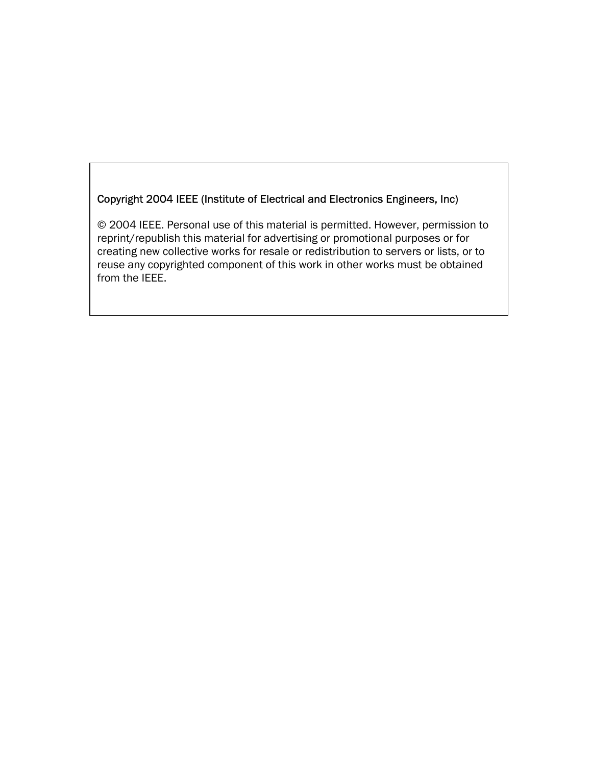Copyright 2004 IEEE (Institute of Electrical and Electronics Engineers, Inc)

© 2004 IEEE. Personal use of this material is permitted. However, permission to reprint/republish this material for advertising or promotional purposes or for creating new collective works for resale or redistribution to servers or lists, or to reuse any copyrighted component of this work in other works must be obtained from the IEEE.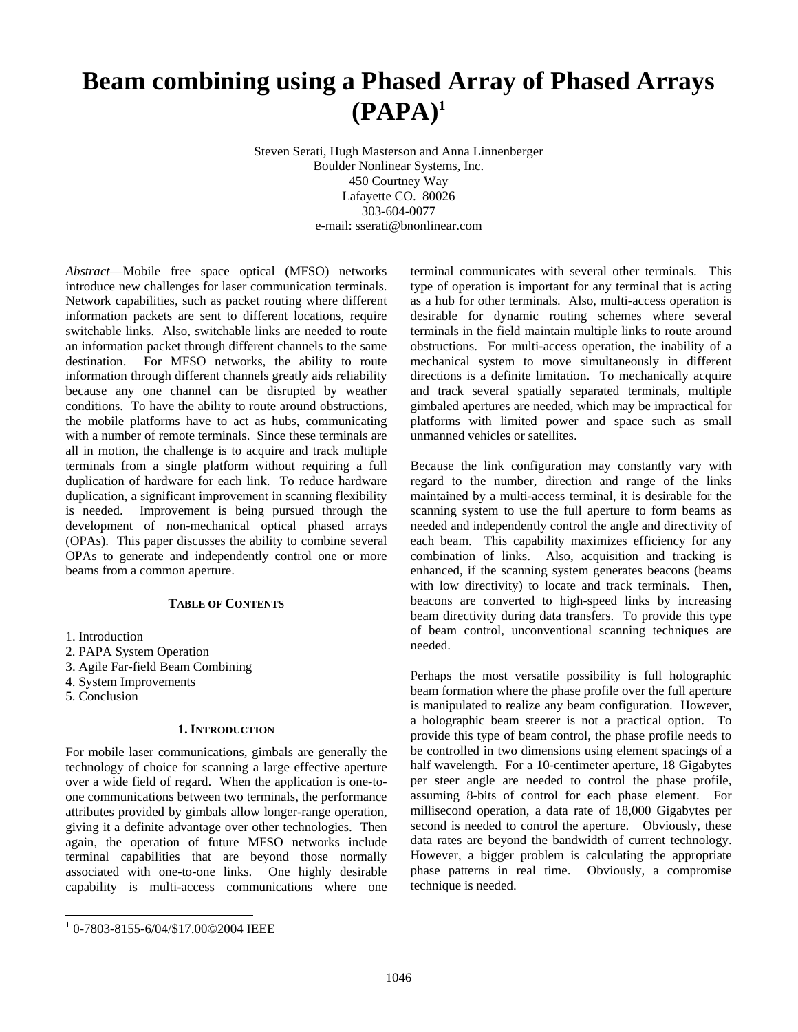# Beam combining using a Phased Array of Phased Arrays (PAPA)[1]

Steven Serati, Hugh Masterson and Anna Linnenberger
Boulder Nonlinear Systems, Inc.
450 Courtney Way
Lafayette CO. 80026
303-604-0077
e-mail: sserati@bnonlinear.com

*Abstract*—Mobile free space optical (MFSO) networks introduce new challenges for laser communication terminals. Network capabilities, such as packet routing where different information packets are sent to different locations, require switchable links. Also, switchable links are needed to route an information packet through different channels to the same destination. For MFSO networks, the ability to route information through different channels greatly aids reliability because any one channel can be disrupted by weather conditions. To have the ability to route around obstructions, the mobile platforms have to act as hubs, communicating with a number of remote terminals. Since these terminals are all in motion, the challenge is to acquire and track multiple terminals from a single platform without requiring a full duplication of hardware for each link. To reduce hardware duplication, a significant improvement in scanning flexibility is needed. Improvement is being pursued through the development of non-mechanical optical phased arrays (OPAs). This paper discusses the ability to combine several OPAs to generate and independently control one or more beams from a common aperture.

#### TABLE OF CONTENTS

1. Introduction
2. PAPA System Operation
3. Agile Far-field Beam Combining
4. System Improvements
5. Conclusion

## 1. INTRODUCTION

For mobile laser communications, gimbals are generally the technology of choice for scanning a large effective aperture over a wide field of regard. When the application is one-to-one communications between two terminals, the performance attributes provided by gimbals allow longer-range operation, giving it a definite advantage over other technologies. Then again, the operation of future MFSO networks include terminal capabilities that are beyond those normally associated with one-to-one links. One highly desirable capability is multi-access communications where one terminal communicates with several other terminals. This type of operation is important for any terminal that is acting as a hub for other terminals. Also, multi-access operation is desirable for dynamic routing schemes where several terminals in the field maintain multiple links to route around obstructions. For multi-access operation, the inability of a mechanical system to move simultaneously in different directions is a definite limitation. To mechanically acquire and track several spatially separated terminals, multiple gimbaled apertures are needed, which may be impractical for platforms with limited power and space such as small unmanned vehicles or satellites.

Because the link configuration may constantly vary with regard to the number, direction and range of the links maintained by a multi-access terminal, it is desirable for the scanning system to use the full aperture to form beams as needed and independently control the angle and directivity of each beam. This capability maximizes efficiency for any combination of links. Also, acquisition and tracking is enhanced, if the scanning system generates beacons (beams with low directivity) to locate and track terminals. Then, beacons are converted to high-speed links by increasing beam directivity during data transfers. To provide this type of beam control, unconventional scanning techniques are needed.

Perhaps the most versatile possibility is full holographic beam formation where the phase profile over the full aperture is manipulated to realize any beam configuration. However, a holographic beam steerer is not a practical option. To provide this type of beam control, the phase profile needs to be controlled in two dimensions using element spacings of a half wavelength. For a 10-centimeter aperture, 18 Gigabytes per steer angle are needed to control the phase profile, assuming 8-bits of control for each phase element. For millisecond operation, a data rate of 18,000 Gigabytes per second is needed to control the aperture. Obviously, these data rates are beyond the bandwidth of current technology. However, a bigger problem is calculating the appropriate phase patterns in real time. Obviously, a compromise technique is needed.

[1] 0-7803-8155-6/04/$17.00©2004 IEEE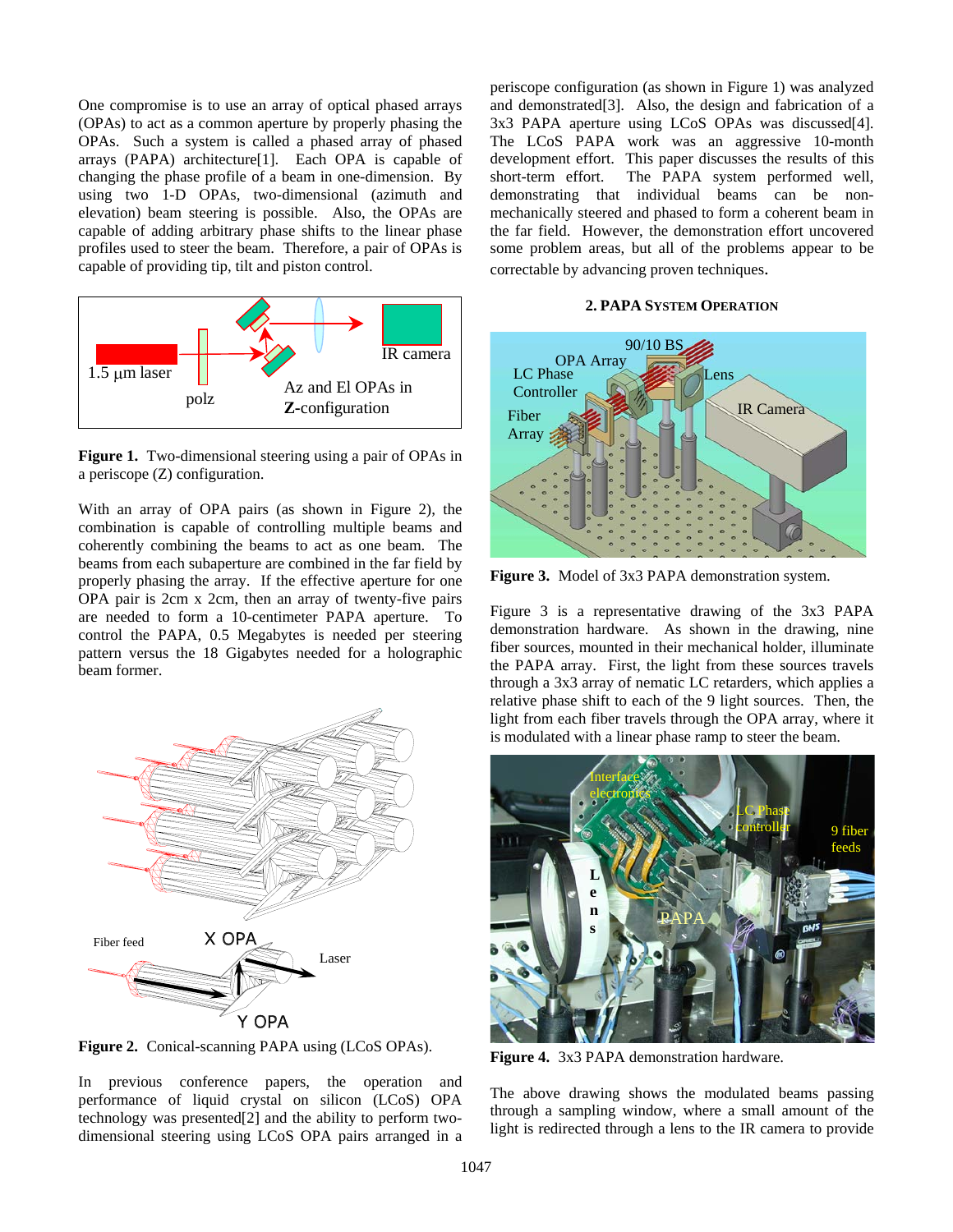One compromise is to use an array of optical phased arrays (OPAs) to act as a common aperture by properly phasing the OPAs. Such a system is called a phased array of phased arrays (PAPA) architecture[1]. Each OPA is capable of changing the phase profile of a beam in one-dimension. By using two 1-D OPAs, two-dimensional (azimuth and elevation) beam steering is possible. Also, the OPAs are capable of adding arbitrary phase shifts to the linear phase profiles used to steer the beam. Therefore, a pair of OPAs is capable of providing tip, tilt and piston control.

**Figure 1.** Two-dimensional steering using a pair of OPAs in a periscope (Z) configuration.

With an array of OPA pairs (as shown in Figure 2), the combination is capable of controlling multiple beams and coherently combining the beams to act as one beam. The beams from each subaperture are combined in the far field by properly phasing the array. If the effective aperture for one OPA pair is 2cm x 2cm, then an array of twenty-five pairs are needed to form a 10-centimeter PAPA aperture. To control the PAPA, 0.5 Megabytes is needed per steering pattern versus the 18 Gigabytes needed for a holographic beam former.

**Figure 2.** Conical-scanning PAPA using (LCoS OPAs).

In previous conference papers, the operation and performance of liquid crystal on silicon (LCoS) OPA technology was presented[2] and the ability to perform two-dimensional steering using LCoS OPA pairs arranged in a periscope configuration (as shown in Figure 1) was analyzed and demonstrated[3]. Also, the design and fabrication of a 3x3 PAPA aperture using LCoS OPAs was discussed[4]. The LCoS PAPA work was an aggressive 10-month development effort. This paper discusses the results of this short-term effort. The PAPA system performed well, demonstrating that individual beams can be non-mechanically steered and phased to form a coherent beam in the far field. However, the demonstration effort uncovered some problem areas, but all of the problems appear to be correctable by advancing proven techniques.

## 2. PAPA System Operation

**Figure 3.** Model of 3x3 PAPA demonstration system.

Figure 3 is a representative drawing of the 3x3 PAPA demonstration hardware. As shown in the drawing, nine fiber sources, mounted in their mechanical holder, illuminate the PAPA array. First, the light from these sources travels through a 3x3 array of nematic LC retarders, which applies a relative phase shift to each of the 9 light sources. Then, the light from each fiber travels through the OPA array, where it is modulated with a linear phase ramp to steer the beam.

**Figure 4.** 3x3 PAPA demonstration hardware.

The above drawing shows the modulated beams passing through a sampling window, where a small amount of the light is redirected through a lens to the IR camera to provide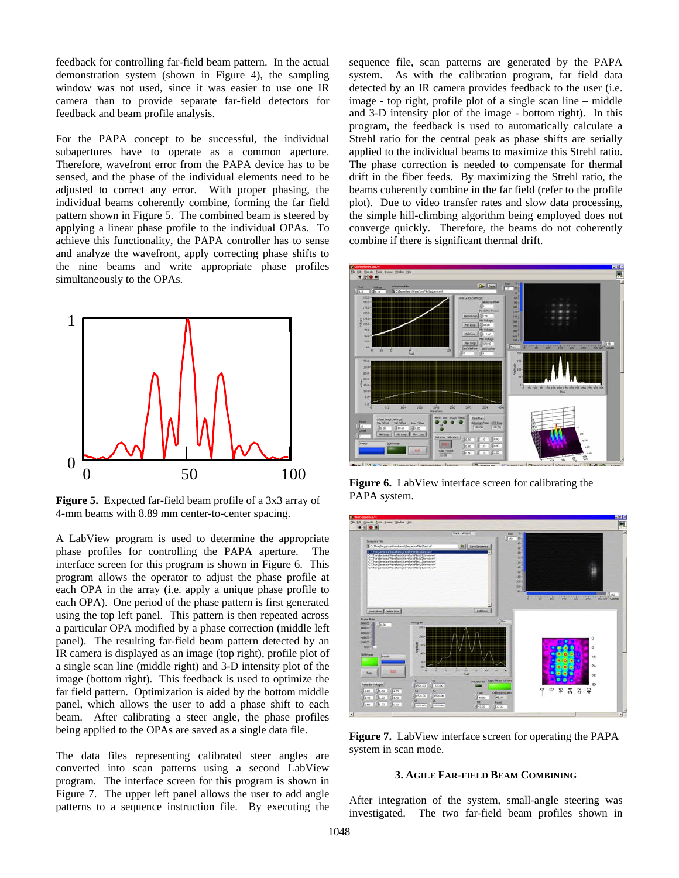feedback for controlling far-field beam pattern. In the actual demonstration system (shown in Figure 4), the sampling window was not used, since it was easier to use one IR camera than to provide separate far-field detectors for feedback and beam profile analysis.

For the PAPA concept to be successful, the individual subapertures have to operate as a common aperture. Therefore, wavefront error from the PAPA device has to be sensed, and the phase of the individual elements need to be adjusted to correct any error. With proper phasing, the individual beams coherently combine, forming the far field pattern shown in Figure 5. The combined beam is steered by applying a linear phase profile to the individual OPAs. To achieve this functionality, the PAPA controller has to sense and analyze the wavefront, apply correcting phase shifts to the nine beams and write appropriate phase profiles simultaneously to the OPAs.

**Figure 5.** Expected far-field beam profile of a 3x3 array of 4-mm beams with 8.89 mm center-to-center spacing.

A LabView program is used to determine the appropriate phase profiles for controlling the PAPA aperture. The interface screen for this program is shown in Figure 6. This program allows the operator to adjust the phase profile at each OPA in the array (i.e. apply a unique phase profile to each OPA). One period of the phase pattern is first generated using the top left panel. This pattern is then repeated across a particular OPA modified by a phase correction (middle left panel). The resulting far-field beam pattern detected by an IR camera is displayed as an image (top right), profile plot of a single scan line (middle right) and 3-D intensity plot of the image (bottom right). This feedback is used to optimize the far field pattern. Optimization is aided by the bottom middle panel, which allows the user to add a phase shift to each beam. After calibrating a steer angle, the phase profiles being applied to the OPAs are saved as a single data file.

The data files representing calibrated steer angles are converted into scan patterns using a second LabView program. The interface screen for this program is shown in Figure 7. The upper left panel allows the user to add angle patterns to a sequence instruction file. By executing the sequence file, scan patterns are generated by the PAPA system. As with the calibration program, far field data detected by an IR camera provides feedback to the user (i.e. image - top right, profile plot of a single scan line – middle and 3-D intensity plot of the image - bottom right). In this program, the feedback is used to automatically calculate a Strehl ratio for the central peak as phase shifts are serially applied to the individual beams to maximize this Strehl ratio. The phase correction is needed to compensate for thermal drift in the fiber feeds. By maximizing the Strehl ratio, the beams coherently combine in the far field (refer to the profile plot). Due to video transfer rates and slow data processing, the simple hill-climbing algorithm being employed does not converge quickly. Therefore, the beams do not coherently combine if there is significant thermal drift.

**Figure 6.** LabView interface screen for calibrating the PAPA system.

**Figure 7.** LabView interface screen for operating the PAPA system in scan mode.

## 3. AGILE FAR-FIELD BEAM COMBINING

After integration of the system, small-angle steering was investigated. The two far-field beam profiles shown in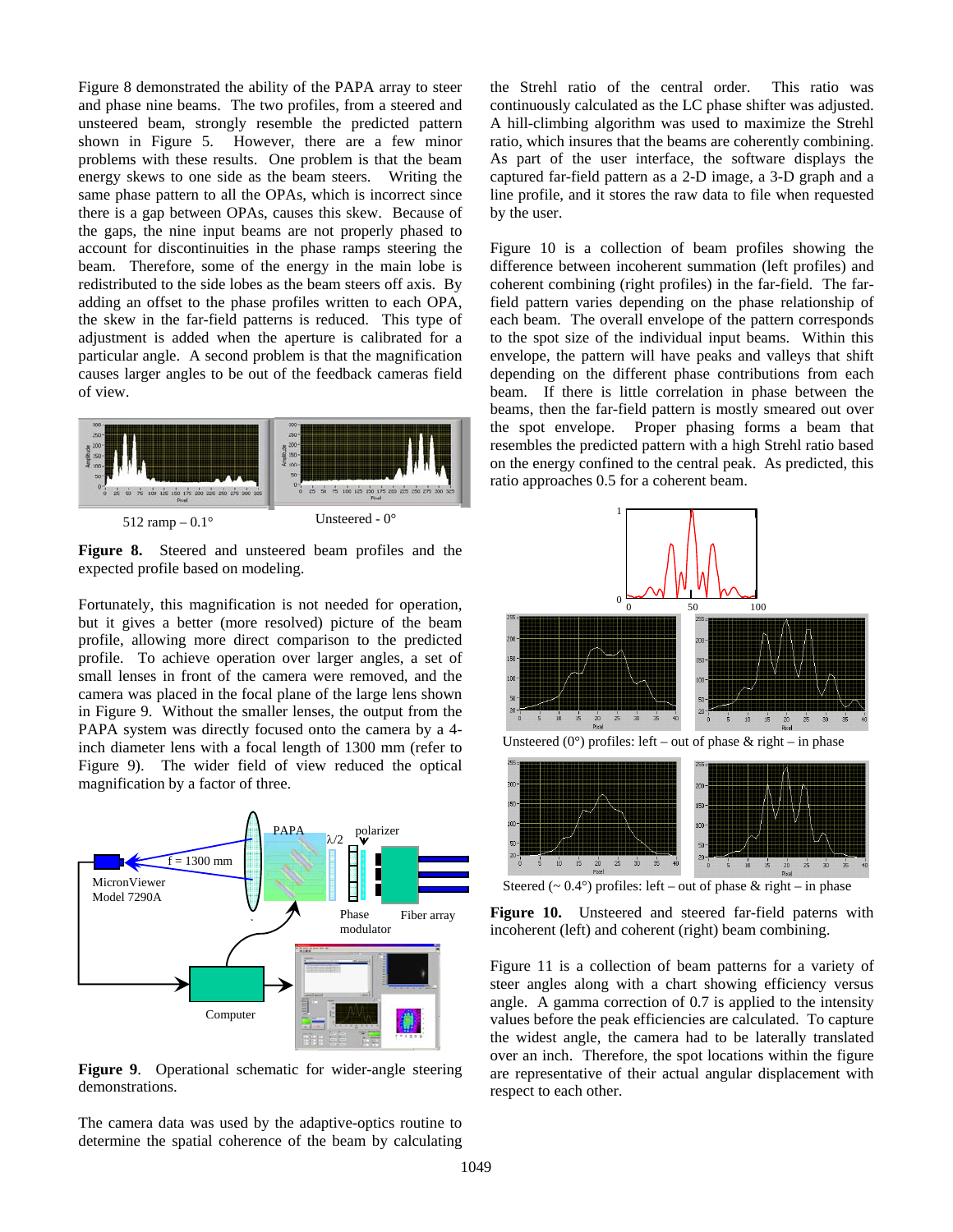Figure 8 demonstrated the ability of the PAPA array to steer and phase nine beams. The two profiles, from a steered and unsteered beam, strongly resemble the predicted pattern shown in Figure 5. However, there are a few minor problems with these results. One problem is that the beam energy skews to one side as the beam steers. Writing the same phase pattern to all the OPAs, which is incorrect since there is a gap between OPAs, causes this skew. Because of the gaps, the nine input beams are not properly phased to account for discontinuities in the phase ramps steering the beam. Therefore, some of the energy in the main lobe is redistributed to the side lobes as the beam steers off axis. By adding an offset to the phase profiles written to each OPA, the skew in the far-field patterns is reduced. This type of adjustment is added when the aperture is calibrated for a particular angle. A second problem is that the magnification causes larger angles to be out of the feedback cameras field of view.

512 ramp – 0.1° Unsteered - 0°

**Figure 8.** Steered and unsteered beam profiles and the expected profile based on modeling.

Fortunately, this magnification is not needed for operation, but it gives a better (more resolved) picture of the beam profile, allowing more direct comparison to the predicted profile. To achieve operation over larger angles, a set of small lenses in front of the camera were removed, and the camera was placed in the focal plane of the large lens shown in Figure 9. Without the smaller lenses, the output from the PAPA system was directly focused onto the camera by a 4-inch diameter lens with a focal length of 1300 mm (refer to Figure 9). The wider field of view reduced the optical magnification by a factor of three.

**Figure 9**. Operational schematic for wider-angle steering demonstrations.

The camera data was used by the adaptive-optics routine to determine the spatial coherence of the beam by calculating the Strehl ratio of the central order. This ratio was continuously calculated as the LC phase shifter was adjusted. A hill-climbing algorithm was used to maximize the Strehl ratio, which insures that the beams are coherently combining. As part of the user interface, the software displays the captured far-field pattern as a 2-D image, a 3-D graph and a line profile, and it stores the raw data to file when requested by the user.

Figure 10 is a collection of beam profiles showing the difference between incoherent summation (left profiles) and coherent combining (right profiles) in the far-field. The far-field pattern varies depending on the phase relationship of each beam. The overall envelope of the pattern corresponds to the spot size of the individual input beams. Within this envelope, the pattern will have peaks and valleys that shift depending on the different phase contributions from each beam. If there is little correlation in phase between the beams, then the far-field pattern is mostly smeared out over the spot envelope. Proper phasing forms a beam that resembles the predicted pattern with a high Strehl ratio based on the energy confined to the central peak. As predicted, this ratio approaches 0.5 for a coherent beam.

Unsteered (0°) profiles: left – out of phase & right – in phase

Steered (~ 0.4°) profiles: left – out of phase & right – in phase

**Figure 10.** Unsteered and steered far-field paterns with incoherent (left) and coherent (right) beam combining.

Figure 11 is a collection of beam patterns for a variety of steer angles along with a chart showing efficiency versus angle. A gamma correction of 0.7 is applied to the intensity values before the peak efficiencies are calculated. To capture the widest angle, the camera had to be laterally translated over an inch. Therefore, the spot locations within the figure are representative of their actual angular displacement with respect to each other.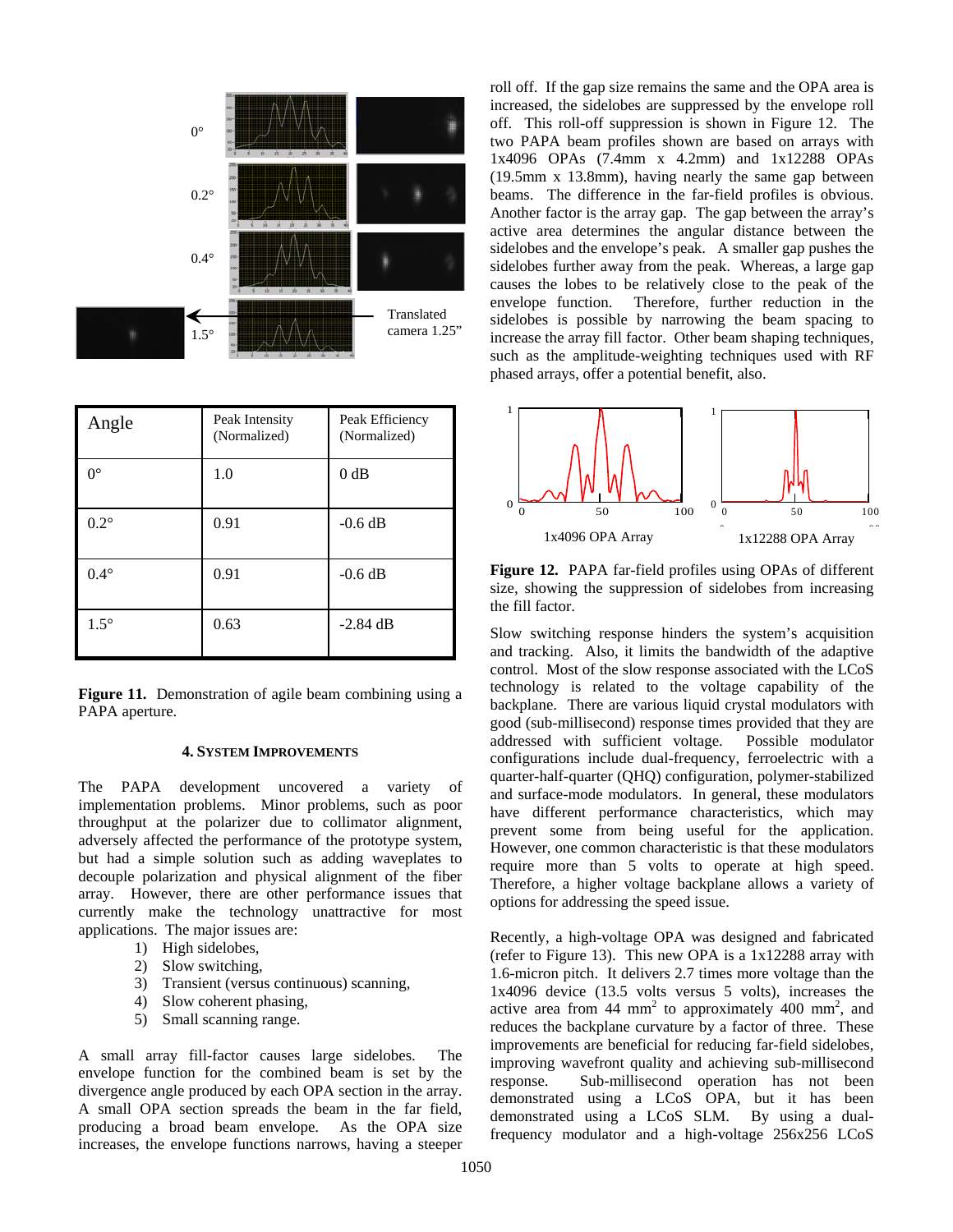0°

0.2°

0.4°

1.5°

Translated camera 1.25"

| Angle | Peak Intensity (Normalized) | Peak Efficiency (Normalized) |
|---|---|---|
| 0° | 1.0 | 0 dB |
| 0.2° | 0.91 | -0.6 dB |
| 0.4° | 0.91 | -0.6 dB |
| 1.5° | 0.63 | -2.84 dB |

**Figure 11.** Demonstration of agile beam combining using a PAPA aperture.

### 4. System Improvements

The PAPA development uncovered a variety of implementation problems. Minor problems, such as poor throughput at the polarizer due to collimator alignment, adversely affected the performance of the prototype system, but had a simple solution such as adding waveplates to decouple polarization and physical alignment of the fiber array. However, there are other performance issues that currently make the technology unattractive for most applications. The major issues are:

1) High sidelobes,
2) Slow switching,
3) Transient (versus continuous) scanning,
4) Slow coherent phasing,
5) Small scanning range.

A small array fill-factor causes large sidelobes. The envelope function for the combined beam is set by the divergence angle produced by each OPA section in the array. A small OPA section spreads the beam in the far field, producing a broad beam envelope. As the OPA size increases, the envelope functions narrows, having a steeper roll off. If the gap size remains the same and the OPA area is increased, the sidelobes are suppressed by the envelope roll off. This roll-off suppression is shown in Figure 12. The two PAPA beam profiles shown are based on arrays with 1x4096 OPAs (7.4mm x 4.2mm) and 1x12288 OPAs (19.5mm x 13.8mm), having nearly the same gap between beams. The difference in the far-field profiles is obvious. Another factor is the array gap. The gap between the array's active area determines the angular distance between the sidelobes and the envelope's peak. A smaller gap pushes the sidelobes further away from the peak. Whereas, a large gap causes the lobes to be relatively close to the peak of the envelope function. Therefore, further reduction in the sidelobes is possible by narrowing the beam spacing to increase the array fill factor. Other beam shaping techniques, such as the amplitude-weighting techniques used with RF phased arrays, offer a potential benefit, also.

1x4096 OPA Array

1x12288 OPA Array

**Figure 12.** PAPA far-field profiles using OPAs of different size, showing the suppression of sidelobes from increasing the fill factor.

Slow switching response hinders the system's acquisition and tracking. Also, it limits the bandwidth of the adaptive control. Most of the slow response associated with the LCoS technology is related to the voltage capability of the backplane. There are various liquid crystal modulators with good (sub-millisecond) response times provided that they are addressed with sufficient voltage. Possible modulator configurations include dual-frequency, ferroelectric with a quarter-half-quarter (QHQ) configuration, polymer-stabilized and surface-mode modulators. In general, these modulators have different performance characteristics, which may prevent some from being useful for the application. However, one common characteristic is that these modulators require more than 5 volts to operate at high speed. Therefore, a higher voltage backplane allows a variety of options for addressing the speed issue.

Recently, a high-voltage OPA was designed and fabricated (refer to Figure 13). This new OPA is a 1x12288 array with 1.6-micron pitch. It delivers 2.7 times more voltage than the 1x4096 device (13.5 volts versus 5 volts), increases the active area from 44 $mm^2$ to approximately 400 $mm^2$, and reduces the backplane curvature by a factor of three. These improvements are beneficial for reducing far-field sidelobes, improving wavefront quality and achieving sub-millisecond response. Sub-millisecond operation has not been demonstrated using a LCoS OPA, but it has been demonstrated using a LCoS SLM. By using a dual-frequency modulator and a high-voltage 256x256 LCoS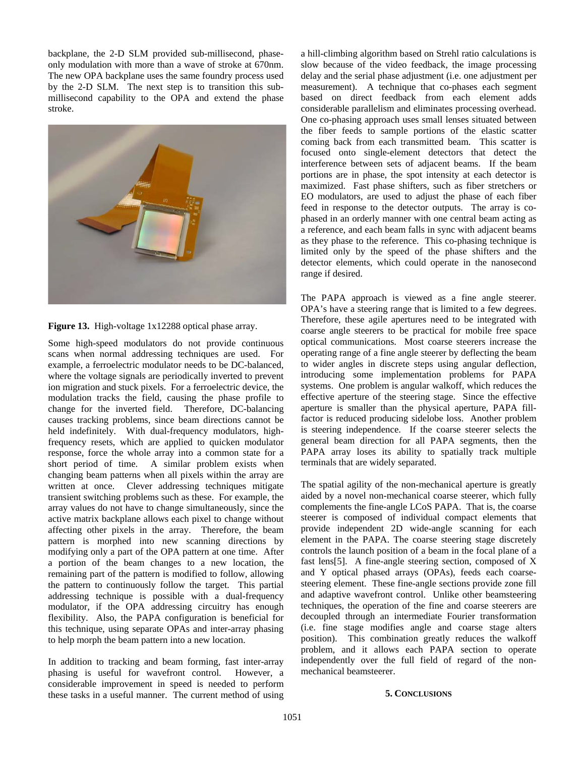backplane, the 2-D SLM provided sub-millisecond, phase-only modulation with more than a wave of stroke at 670nm. The new OPA backplane uses the same foundry process used by the 2-D SLM. The next step is to transition this sub-millisecond capability to the OPA and extend the phase stroke.

**Figure 13.** High-voltage 1x12288 optical phase array.

Some high-speed modulators do not provide continuous scans when normal addressing techniques are used. For example, a ferroelectric modulator needs to be DC-balanced, where the voltage signals are periodically inverted to prevent ion migration and stuck pixels. For a ferroelectric device, the modulation tracks the field, causing the phase profile to change for the inverted field. Therefore, DC-balancing causes tracking problems, since beam directions cannot be held indefinitely. With dual-frequency modulators, high-frequency resets, which are applied to quicken modulator response, force the whole array into a common state for a short period of time. A similar problem exists when changing beam patterns when all pixels within the array are written at once. Clever addressing techniques mitigate transient switching problems such as these. For example, the array values do not have to change simultaneously, since the active matrix backplane allows each pixel to change without affecting other pixels in the array. Therefore, the beam pattern is morphed into new scanning directions by modifying only a part of the OPA pattern at one time. After a portion of the beam changes to a new location, the remaining part of the pattern is modified to follow, allowing the pattern to continuously follow the target. This partial addressing technique is possible with a dual-frequency modulator, if the OPA addressing circuitry has enough flexibility. Also, the PAPA configuration is beneficial for this technique, using separate OPAs and inter-array phasing to help morph the beam pattern into a new location.

In addition to tracking and beam forming, fast inter-array phasing is useful for wavefront control. However, a considerable improvement in speed is needed to perform these tasks in a useful manner. The current method of using a hill-climbing algorithm based on Strehl ratio calculations is slow because of the video feedback, the image processing delay and the serial phase adjustment (i.e. one adjustment per measurement). A technique that co-phases each segment based on direct feedback from each element adds considerable parallelism and eliminates processing overhead. One co-phasing approach uses small lenses situated between the fiber feeds to sample portions of the elastic scatter coming back from each transmitted beam. This scatter is focused onto single-element detectors that detect the interference between sets of adjacent beams. If the beam portions are in phase, the spot intensity at each detector is maximized. Fast phase shifters, such as fiber stretchers or EO modulators, are used to adjust the phase of each fiber feed in response to the detector outputs. The array is co-phased in an orderly manner with one central beam acting as a reference, and each beam falls in sync with adjacent beams as they phase to the reference. This co-phasing technique is limited only by the speed of the phase shifters and the detector elements, which could operate in the nanosecond range if desired.

The PAPA approach is viewed as a fine angle steerer. OPA's have a steering range that is limited to a few degrees. Therefore, these agile apertures need to be integrated with coarse angle steerers to be practical for mobile free space optical communications. Most coarse steerers increase the operating range of a fine angle steerer by deflecting the beam to wider angles in discrete steps using angular deflection, introducing some implementation problems for PAPA systems. One problem is angular walkoff, which reduces the effective aperture of the steering stage. Since the effective aperture is smaller than the physical aperture, PAPA fill-factor is reduced producing sidelobe loss. Another problem is steering independence. If the coarse steerer selects the general beam direction for all PAPA segments, then the PAPA array loses its ability to spatially track multiple terminals that are widely separated.

The spatial agility of the non-mechanical aperture is greatly aided by a novel non-mechanical coarse steerer, which fully complements the fine-angle LCoS PAPA. That is, the coarse steerer is composed of individual compact elements that provide independent 2D wide-angle scanning for each element in the PAPA. The coarse steering stage discretely controls the launch position of a beam in the focal plane of a fast lens[5]. A fine-angle steering section, composed of X and Y optical phased arrays (OPAs), feeds each coarse-steering element. These fine-angle sections provide zone fill and adaptive wavefront control. Unlike other beamsteering techniques, the operation of the fine and coarse steerers are decoupled through an intermediate Fourier transformation (i.e. fine stage modifies angle and coarse stage alters position). This combination greatly reduces the walkoff problem, and it allows each PAPA section to operate independently over the full field of regard of the non-mechanical beamsteerer.

## 5. CONCLUSIONS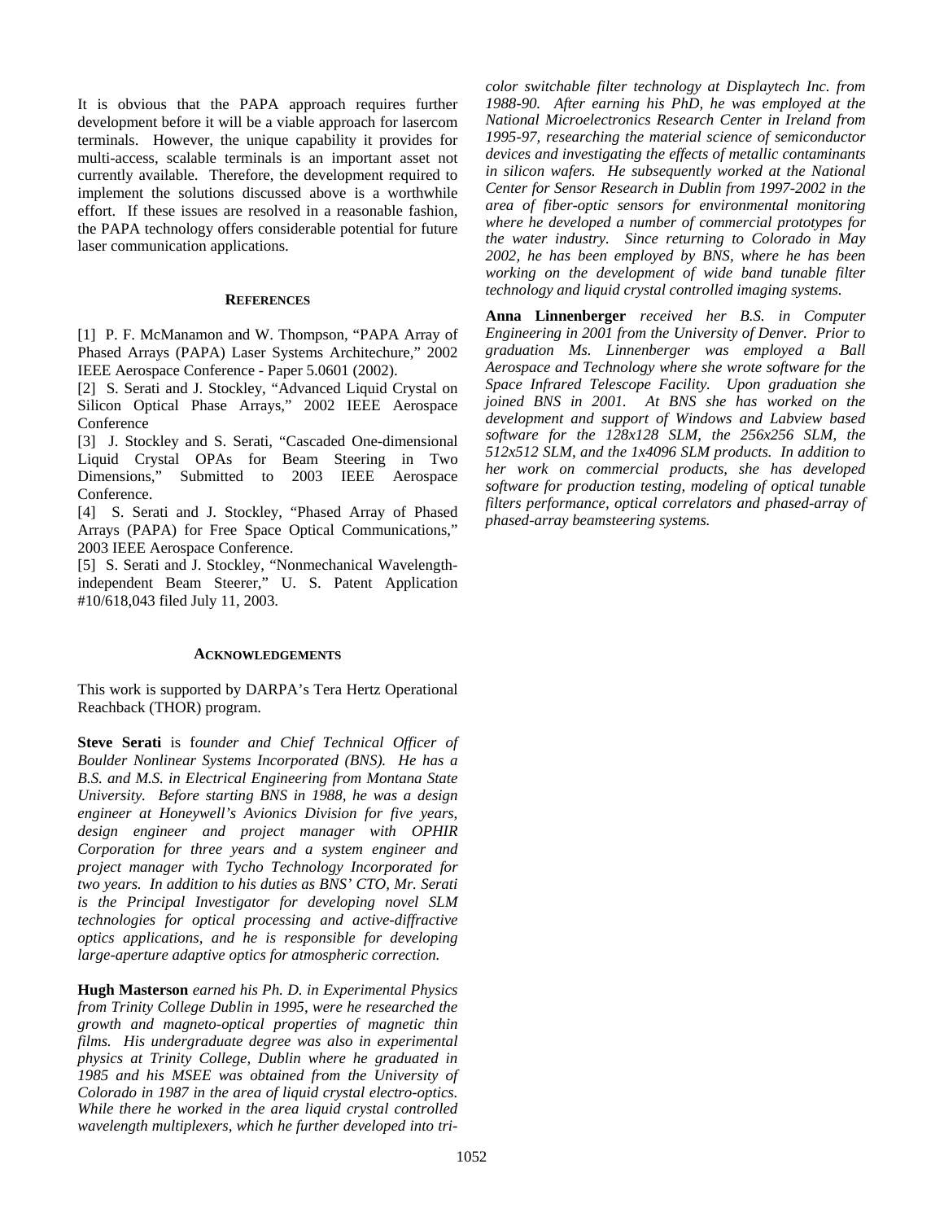It is obvious that the PAPA approach requires further development before it will be a viable approach for lasercom terminals. However, the unique capability it provides for multi-access, scalable terminals is an important asset not currently available. Therefore, the development required to implement the solutions discussed above is a worthwhile effort. If these issues are resolved in a reasonable fashion, the PAPA technology offers considerable potential for future laser communication applications.

## REFERENCES

[1] P. F. McManamon and W. Thompson, "PAPA Array of Phased Arrays (PAPA) Laser Systems Architechure," 2002 IEEE Aerospace Conference - Paper 5.0601 (2002).

[2] S. Serati and J. Stockley, "Advanced Liquid Crystal on Silicon Optical Phase Arrays," 2002 IEEE Aerospace Conference

[3] J. Stockley and S. Serati, "Cascaded One-dimensional Liquid Crystal OPAs for Beam Steering in Two Dimensions," Submitted to 2003 IEEE Aerospace Conference.

[4] S. Serati and J. Stockley, "Phased Array of Phased Arrays (PAPA) for Free Space Optical Communications," 2003 IEEE Aerospace Conference.

[5] S. Serati and J. Stockley, "Nonmechanical Wavelength-independent Beam Steerer," U. S. Patent Application #10/618,043 filed July 11, 2003.

## ACKNOWLEDGEMENTS

This work is supported by DARPA's Tera Hertz Operational Reachback (THOR) program.

**Steve Serati** is f*ounder and Chief Technical Officer of Boulder Nonlinear Systems Incorporated (BNS). He has a B.S. and M.S. in Electrical Engineering from Montana State University. Before starting BNS in 1988, he was a design engineer at Honeywell's Avionics Division for five years, design engineer and project manager with OPHIR Corporation for three years and a system engineer and project manager with Tycho Technology Incorporated for two years. In addition to his duties as BNS' CTO, Mr. Serati is the Principal Investigator for developing novel SLM technologies for optical processing and active-diffractive optics applications, and he is responsible for developing large-aperture adaptive optics for atmospheric correction.*

**Hugh Masterson** *earned his Ph. D. in Experimental Physics from Trinity College Dublin in 1995, were he researched the growth and magneto-optical properties of magnetic thin films. His undergraduate degree was also in experimental physics at Trinity College, Dublin where he graduated in 1985 and his MSEE was obtained from the University of Colorado in 1987 in the area of liquid crystal electro-optics. While there he worked in the area liquid crystal controlled wavelength multiplexers, which he further developed into tri-color switchable filter technology at Displaytech Inc. from 1988-90. After earning his PhD, he was employed at the National Microelectronics Research Center in Ireland from 1995-97, researching the material science of semiconductor devices and investigating the effects of metallic contaminants in silicon wafers. He subsequently worked at the National Center for Sensor Research in Dublin from 1997-2002 in the area of fiber-optic sensors for environmental monitoring where he developed a number of commercial prototypes for the water industry. Since returning to Colorado in May 2002, he has been employed by BNS, where he has been working on the development of wide band tunable filter technology and liquid crystal controlled imaging systems.*

**Anna Linnenberger** *received her B.S. in Computer Engineering in 2001 from the University of Denver. Prior to graduation Ms. Linnenberger was employed a Ball Aerospace and Technology where she wrote software for the Space Infrared Telescope Facility. Upon graduation she joined BNS in 2001. At BNS she has worked on the development and support of Windows and Labview based software for the 128x128 SLM, the 256x256 SLM, the 512x512 SLM, and the 1x4096 SLM products. In addition to her work on commercial products, she has developed software for production testing, modeling of optical tunable filters performance, optical correlators and phased-array of phased-array beamsteering systems.*